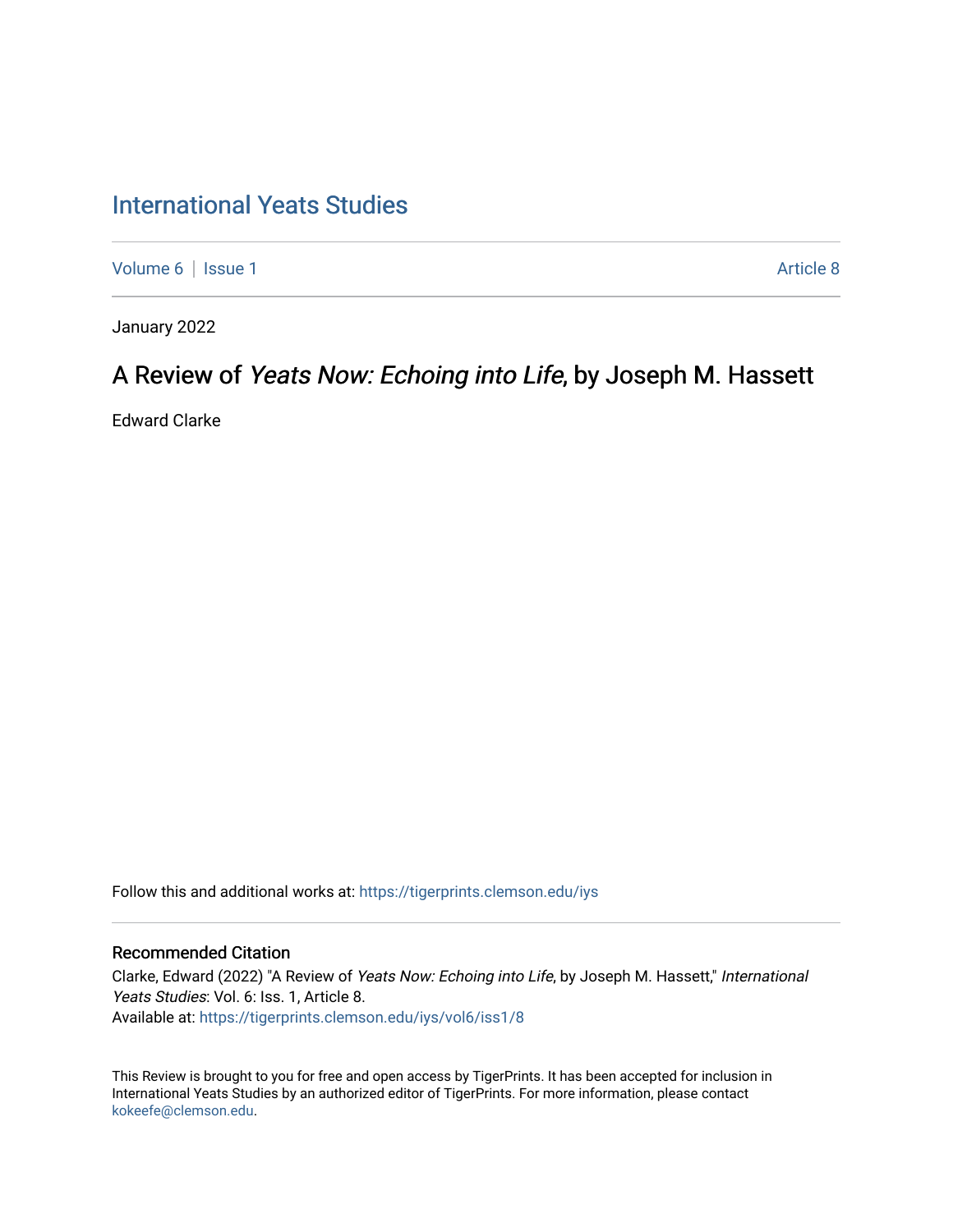# International Yeats Studies

Volume 6 | Issue 1 Article 8

January 2022

## A Review of *Yeats Now: Echoing into Life*, by Joseph M. Hassett

Edward Clarke

Follow this and additional works at: https://tigerprints.clemson.edu/iys

### Recommended Citation

Clarke, Edward (2022) "A Review of *Yeats Now: Echoing into Life*, by Joseph M. Hassett," *International Yeats Studies*: Vol. 6: Iss. 1, Article 8.
Available at: https://tigerprints.clemson.edu/iys/vol6/iss1/8

This Review is brought to you for free and open access by TigerPrints. It has been accepted for inclusion in International Yeats Studies by an authorized editor of TigerPrints. For more information, please contact kokeefe@clemson.edu.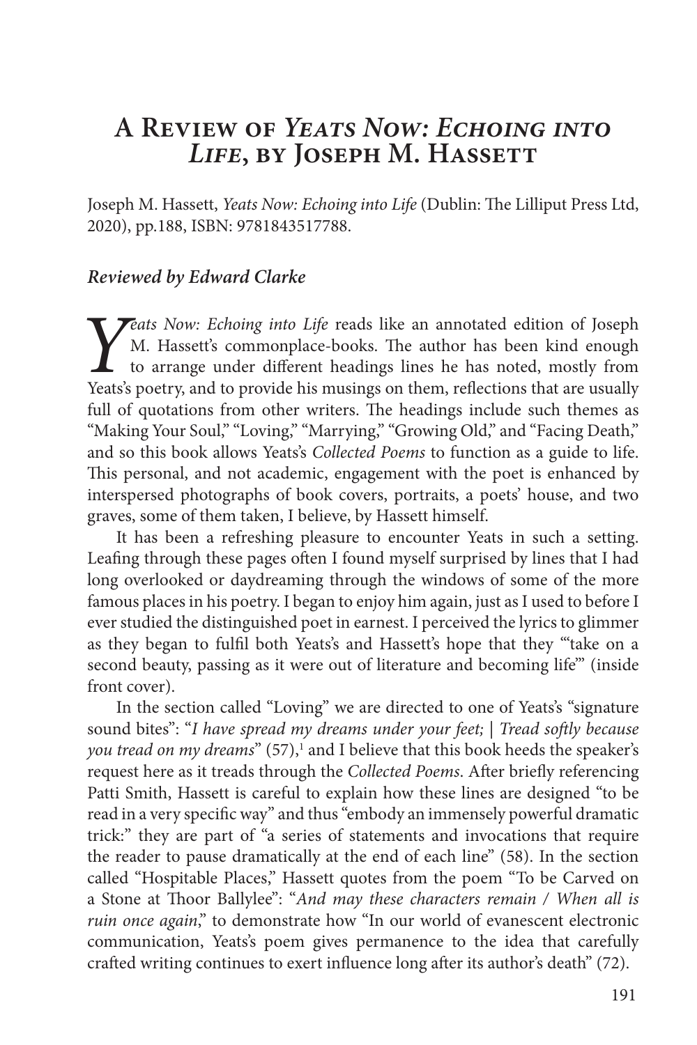# A Review of *Yeats Now: Echoing into Life*, by Joseph M. Hassett

Joseph M. Hassett, *Yeats Now: Echoing into Life* (Dublin: The Lilliput Press Ltd, 2020), pp.188, ISBN: 9781843517788.

***Reviewed by Edward Clarke***

*Yeats Now: Echoing into Life* reads like an annotated edition of Joseph M. Hassett's commonplace-books. The author has been kind enough to arrange under different headings lines he has noted, mostly from Yeats's poetry, and to provide his musings on them, reflections that are usually full of quotations from other writers. The headings include such themes as "Making Your Soul," "Loving," "Marrying," "Growing Old," and "Facing Death," and so this book allows Yeats's *Collected Poems* to function as a guide to life. This personal, and not academic, engagement with the poet is enhanced by interspersed photographs of book covers, portraits, a poets' house, and two graves, some of them taken, I believe, by Hassett himself.

It has been a refreshing pleasure to encounter Yeats in such a setting. Leafing through these pages often I found myself surprised by lines that I had long overlooked or daydreaming through the windows of some of the more famous places in his poetry. I began to enjoy him again, just as I used to before I ever studied the distinguished poet in earnest. I perceived the lyrics to glimmer as they began to fulfil both Yeats's and Hassett's hope that they "'take on a second beauty, passing as it were out of literature and becoming life'" (inside front cover).

In the section called "Loving" we are directed to one of Yeats's "signature sound bites": "*I have spread my dreams under your feet; | Tread softly because you tread on my dreams*" (57),[1] and I believe that this book heeds the speaker's request here as it treads through the *Collected Poems*. After briefly referencing Patti Smith, Hassett is careful to explain how these lines are designed "to be read in a very specific way" and thus "embody an immensely powerful dramatic trick:" they are part of "a series of statements and invocations that require the reader to pause dramatically at the end of each line" (58). In the section called "Hospitable Places," Hassett quotes from the poem "To be Carved on a Stone at Thoor Ballylee": "*And may these characters remain / When all is ruin once again*," to demonstrate how "In our world of evanescent electronic communication, Yeats's poem gives permanence to the idea that carefully crafted writing continues to exert influence long after its author's death" (72).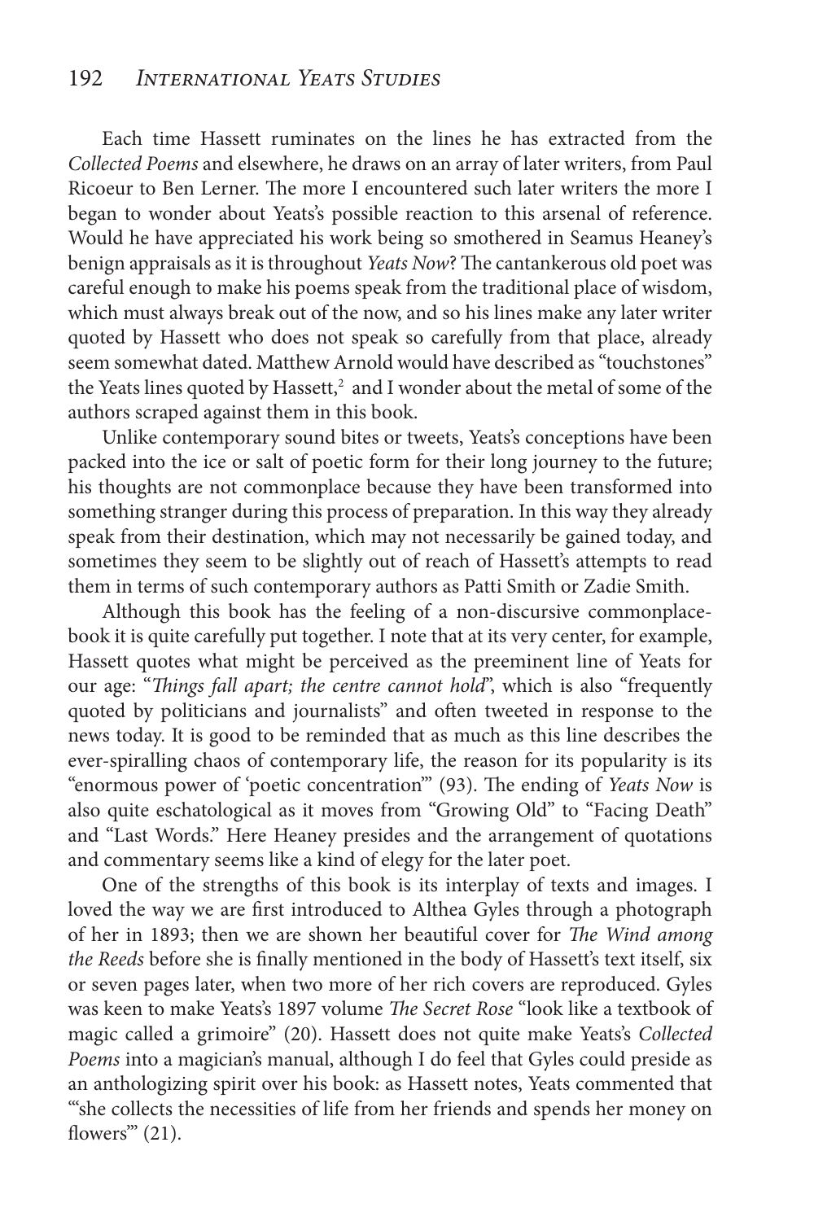Each time Hassett ruminates on the lines he has extracted from the *Collected Poems* and elsewhere, he draws on an array of later writers, from Paul Ricoeur to Ben Lerner. The more I encountered such later writers the more I began to wonder about Yeats's possible reaction to this arsenal of reference. Would he have appreciated his work being so smothered in Seamus Heaney's benign appraisals as it is throughout *Yeats Now*? The cantankerous old poet was careful enough to make his poems speak from the traditional place of wisdom, which must always break out of the now, and so his lines make any later writer quoted by Hassett who does not speak so carefully from that place, already seem somewhat dated. Matthew Arnold would have described as "touchstones" the Yeats lines quoted by Hassett,[2] and I wonder about the metal of some of the authors scraped against them in this book.

Unlike contemporary sound bites or tweets, Yeats's conceptions have been packed into the ice or salt of poetic form for their long journey to the future; his thoughts are not commonplace because they have been transformed into something stranger during this process of preparation. In this way they already speak from their destination, which may not necessarily be gained today, and sometimes they seem to be slightly out of reach of Hassett's attempts to read them in terms of such contemporary authors as Patti Smith or Zadie Smith.

Although this book has the feeling of a non-discursive commonplace-book it is quite carefully put together. I note that at its very center, for example, Hassett quotes what might be perceived as the preeminent line of Yeats for our age: "*Things fall apart; the centre cannot hold*", which is also "frequently quoted by politicians and journalists" and often tweeted in response to the news today. It is good to be reminded that as much as this line describes the ever-spiralling chaos of contemporary life, the reason for its popularity is its "enormous power of 'poetic concentration'" (93). The ending of *Yeats Now* is also quite eschatological as it moves from "Growing Old" to "Facing Death" and "Last Words." Here Heaney presides and the arrangement of quotations and commentary seems like a kind of elegy for the later poet.

One of the strengths of this book is its interplay of texts and images. I loved the way we are first introduced to Althea Gyles through a photograph of her in 1893; then we are shown her beautiful cover for *The Wind among the Reeds* before she is finally mentioned in the body of Hassett's text itself, six or seven pages later, when two more of her rich covers are reproduced. Gyles was keen to make Yeats's 1897 volume *The Secret Rose* "look like a textbook of magic called a grimoire" (20). Hassett does not quite make Yeats's *Collected Poems* into a magician's manual, although I do feel that Gyles could preside as an anthologizing spirit over his book: as Hassett notes, Yeats commented that "'she collects the necessities of life from her friends and spends her money on flowers'" (21).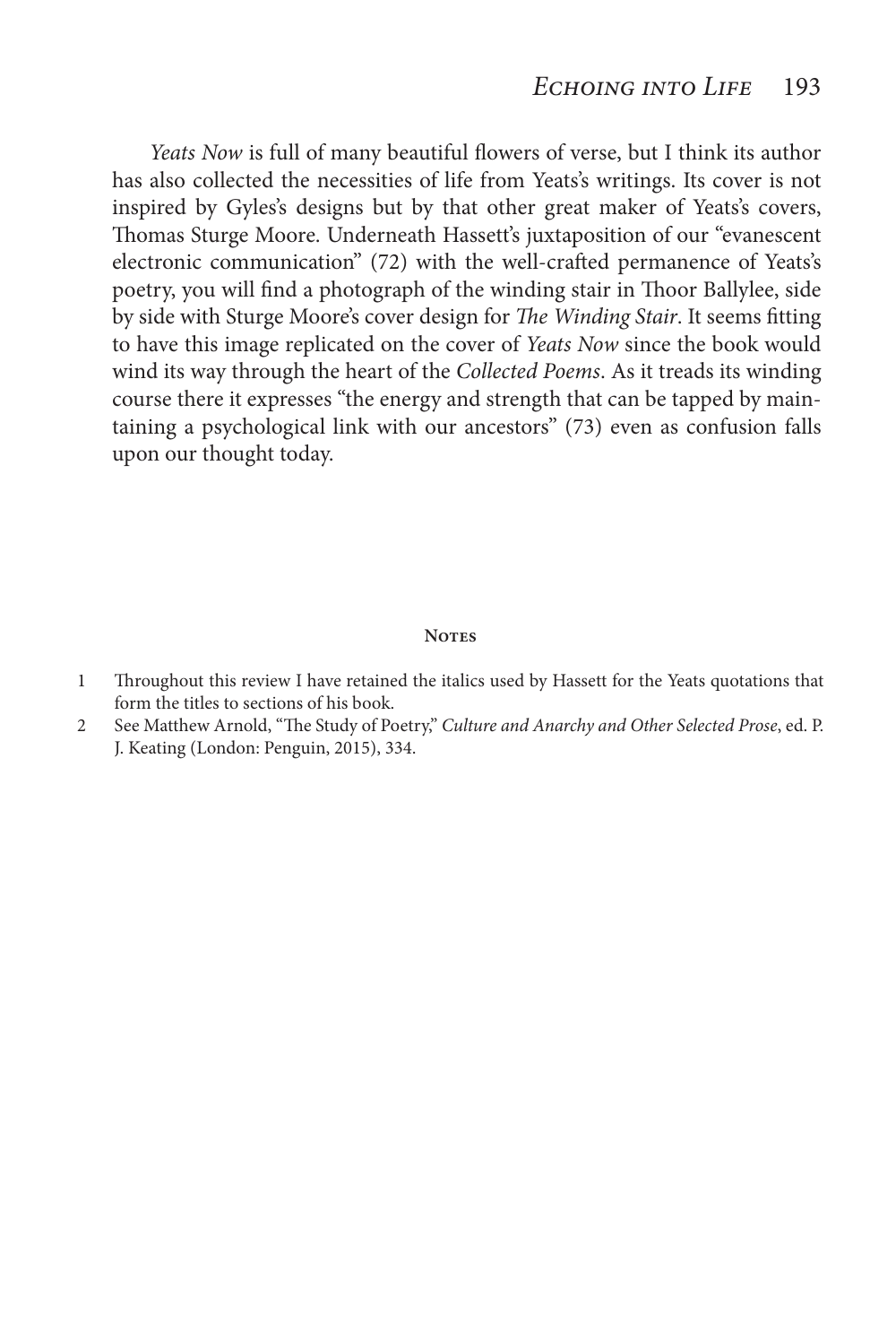*Yeats Now* is full of many beautiful flowers of verse, but I think its author has also collected the necessities of life from Yeats's writings. Its cover is not inspired by Gyles's designs but by that other great maker of Yeats's covers, Thomas Sturge Moore. Underneath Hassett's juxtaposition of our "evanescent electronic communication" (72) with the well-crafted permanence of Yeats's poetry, you will find a photograph of the winding stair in Thoor Ballylee, side by side with Sturge Moore's cover design for *The Winding Stair*. It seems fitting to have this image replicated on the cover of *Yeats Now* since the book would wind its way through the heart of the *Collected Poems*. As it treads its winding course there it expresses "the energy and strength that can be tapped by maintaining a psychological link with our ancestors" (73) even as confusion falls upon our thought today.

## Notes

1. Throughout this review I have retained the italics used by Hassett for the Yeats quotations that form the titles to sections of his book.
2. See Matthew Arnold, "The Study of Poetry," *Culture and Anarchy and Other Selected Prose*, ed. P. J. Keating (London: Penguin, 2015), 334.